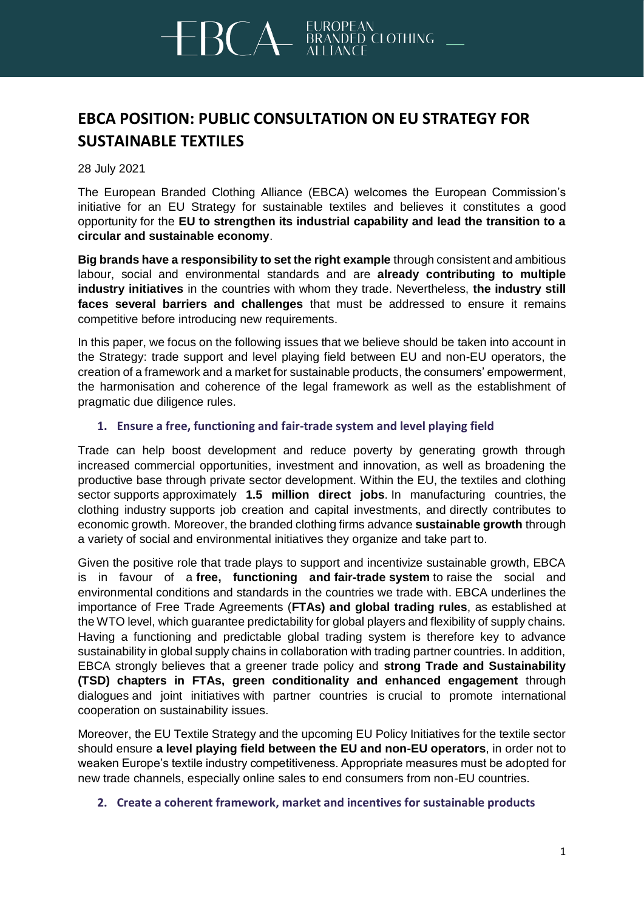# EBCA POSITION: PUBLIC CONSULTATION ON EU STRATEGY FOR SUSTAINABLE TEXTILES

28 July 2021

The European Branded Clothing Alliance (EBCA) welcomes the European Commission's initiative for an EU Strategy for sustainable textiles and believes it constitutes a good opportunity for the **EU to strengthen its industrial capability and lead the transition to a circular and sustainable economy**.

**Big brands have a responsibility to set the right example** through consistent and ambitious labour, social and environmental standards and are **already contributing to multiple industry initiatives** in the countries with whom they trade. Nevertheless, **the industry still faces several barriers and challenges** that must be addressed to ensure it remains competitive before introducing new requirements.

In this paper, we focus on the following issues that we believe should be taken into account in the Strategy: trade support and level playing field between EU and non-EU operators, the creation of a framework and a market for sustainable products, the consumers' empowerment, the harmonisation and coherence of the legal framework as well as the establishment of pragmatic due diligence rules.

## 1. Ensure a free, functioning and fair-trade system and level playing field

Trade can help boost development and reduce poverty by generating growth through increased commercial opportunities, investment and innovation, as well as broadening the productive base through private sector development. Within the EU, the textiles and clothing sector supports approximately **1.5 million direct jobs**. In manufacturing countries, the clothing industry supports job creation and capital investments, and directly contributes to economic growth. Moreover, the branded clothing firms advance **sustainable growth** through a variety of social and environmental initiatives they organize and take part to.

Given the positive role that trade plays to support and incentivize sustainable growth, EBCA is in favour of a **free, functioning and fair-trade system** to raise the social and environmental conditions and standards in the countries we trade with. EBCA underlines the importance of Free Trade Agreements (**FTAs) and global trading rules**, as established at the WTO level, which guarantee predictability for global players and flexibility of supply chains. Having a functioning and predictable global trading system is therefore key to advance sustainability in global supply chains in collaboration with trading partner countries. In addition, EBCA strongly believes that a greener trade policy and **strong Trade and Sustainability (TSD) chapters in FTAs, green conditionality and enhanced engagement** through dialogues and joint initiatives with partner countries is crucial to promote international cooperation on sustainability issues.

Moreover, the EU Textile Strategy and the upcoming EU Policy Initiatives for the textile sector should ensure **a level playing field between the EU and non-EU operators**, in order not to weaken Europe's textile industry competitiveness. Appropriate measures must be adopted for new trade channels, especially online sales to end consumers from non-EU countries.

## 2. Create a coherent framework, market and incentives for sustainable products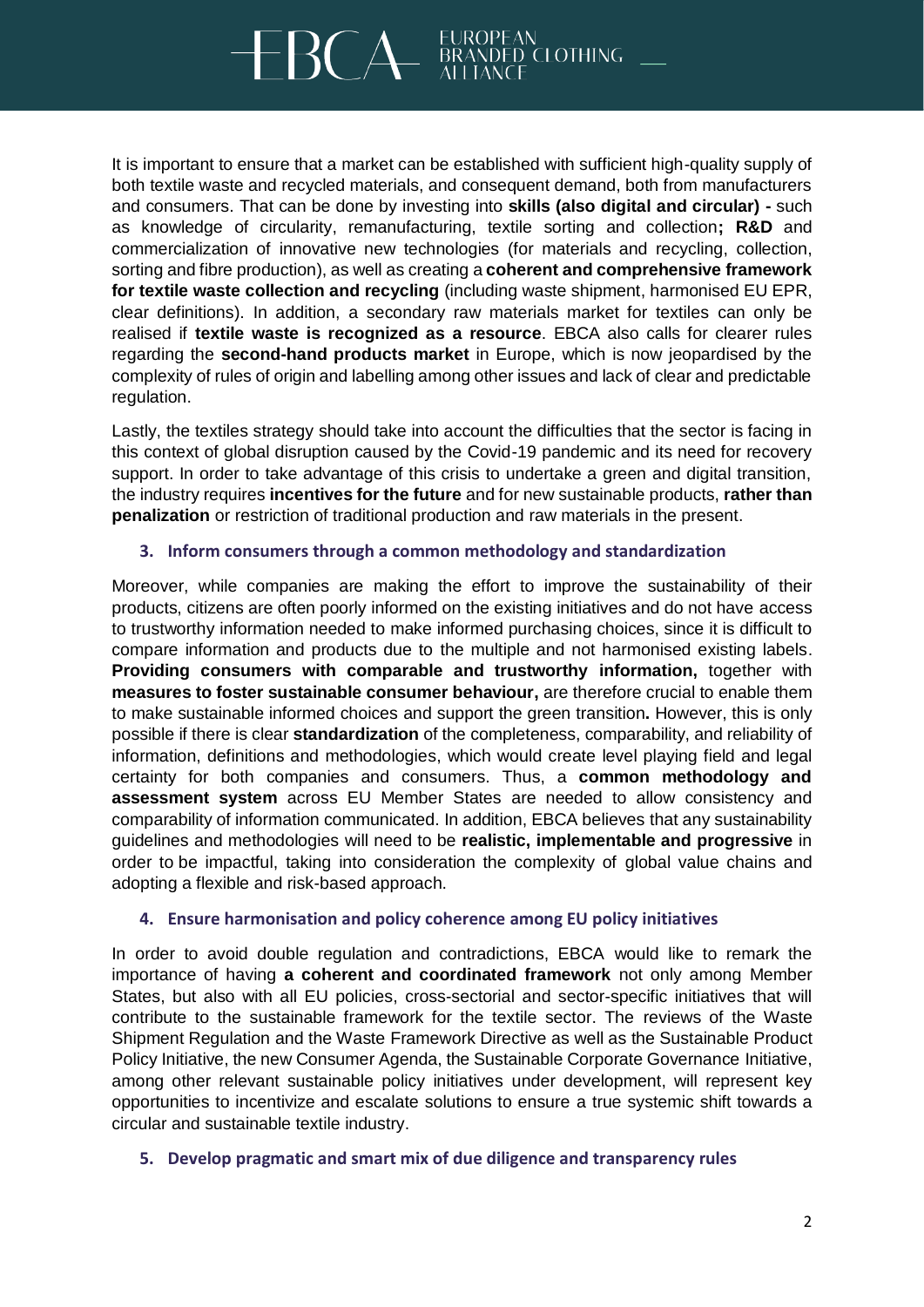It is important to ensure that a market can be established with sufficient high-quality supply of both textile waste and recycled materials, and consequent demand, both from manufacturers and consumers. That can be done by investing into **skills (also digital and circular) -** such as knowledge of circularity, remanufacturing, textile sorting and collection**; R&D** and commercialization of innovative new technologies (for materials and recycling, collection, sorting and fibre production), as well as creating a **coherent and comprehensive framework for textile waste collection and recycling** (including waste shipment, harmonised EU EPR, clear definitions). In addition, a secondary raw materials market for textiles can only be realised if **textile waste is recognized as a resource**. EBCA also calls for clearer rules regarding the **second-hand products market** in Europe, which is now jeopardised by the complexity of rules of origin and labelling among other issues and lack of clear and predictable regulation.

Lastly, the textiles strategy should take into account the difficulties that the sector is facing in this context of global disruption caused by the Covid-19 pandemic and its need for recovery support. In order to take advantage of this crisis to undertake a green and digital transition, the industry requires **incentives for the future** and for new sustainable products, **rather than penalization** or restriction of traditional production and raw materials in the present.

### 3. Inform consumers through a common methodology and standardization

Moreover, while companies are making the effort to improve the sustainability of their products, citizens are often poorly informed on the existing initiatives and do not have access to trustworthy information needed to make informed purchasing choices, since it is difficult to compare information and products due to the multiple and not harmonised existing labels. **Providing consumers with comparable and trustworthy information,** together with **measures to foster sustainable consumer behaviour,** are therefore crucial to enable them to make sustainable informed choices and support the green transition**.** However, this is only possible if there is clear **standardization** of the completeness, comparability, and reliability of information, definitions and methodologies, which would create level playing field and legal certainty for both companies and consumers. Thus, a **common methodology and assessment system** across EU Member States are needed to allow consistency and comparability of information communicated. In addition, EBCA believes that any sustainability guidelines and methodologies will need to be **realistic, implementable and progressive** in order to be impactful, taking into consideration the complexity of global value chains and adopting a flexible and risk-based approach.

### 4. Ensure harmonisation and policy coherence among EU policy initiatives

In order to avoid double regulation and contradictions, EBCA would like to remark the importance of having **a coherent and coordinated framework** not only among Member States, but also with all EU policies, cross-sectorial and sector-specific initiatives that will contribute to the sustainable framework for the textile sector. The reviews of the Waste Shipment Regulation and the Waste Framework Directive as well as the Sustainable Product Policy Initiative, the new Consumer Agenda, the Sustainable Corporate Governance Initiative, among other relevant sustainable policy initiatives under development, will represent key opportunities to incentivize and escalate solutions to ensure a true systemic shift towards a circular and sustainable textile industry.

### 5. Develop pragmatic and smart mix of due diligence and transparency rules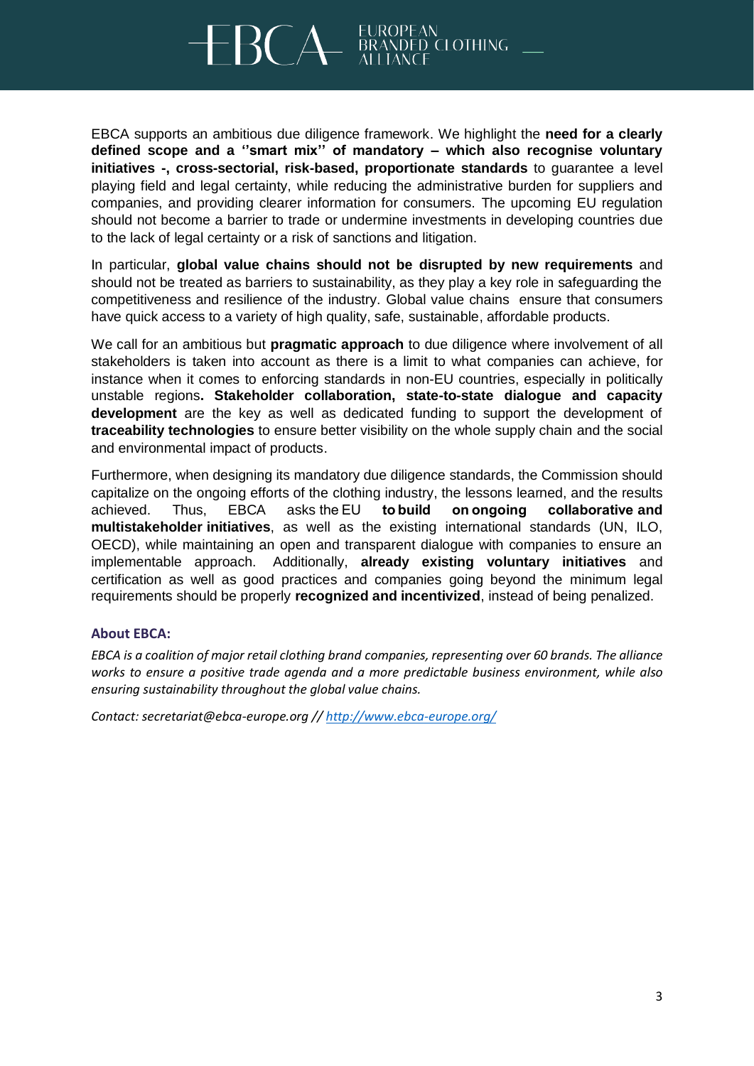EBCA supports an ambitious due diligence framework. We highlight the **need for a clearly defined scope and a ''smart mix'' of mandatory – which also recognise voluntary initiatives -, cross-sectorial, risk-based, proportionate standards** to guarantee a level playing field and legal certainty, while reducing the administrative burden for suppliers and companies, and providing clearer information for consumers. The upcoming EU regulation should not become a barrier to trade or undermine investments in developing countries due to the lack of legal certainty or a risk of sanctions and litigation.

In particular, **global value chains should not be disrupted by new requirements** and should not be treated as barriers to sustainability, as they play a key role in safeguarding the competitiveness and resilience of the industry. Global value chains ensure that consumers have quick access to a variety of high quality, safe, sustainable, affordable products.

We call for an ambitious but **pragmatic approach** to due diligence where involvement of all stakeholders is taken into account as there is a limit to what companies can achieve, for instance when it comes to enforcing standards in non-EU countries, especially in politically unstable regions**. Stakeholder collaboration, state-to-state dialogue and capacity development** are the key as well as dedicated funding to support the development of **traceability technologies** to ensure better visibility on the whole supply chain and the social and environmental impact of products.

Furthermore, when designing its mandatory due diligence standards, the Commission should capitalize on the ongoing efforts of the clothing industry, the lessons learned, and the results achieved. Thus, EBCA asks the EU **to build on ongoing collaborative and multistakeholder initiatives**, as well as the existing international standards (UN, ILO, OECD), while maintaining an open and transparent dialogue with companies to ensure an implementable approach. Additionally, **already existing voluntary initiatives** and certification as well as good practices and companies going beyond the minimum legal requirements should be properly **recognized and incentivized**, instead of being penalized.

### About EBCA:

*EBCA is a coalition of major retail clothing brand companies, representing over 60 brands. The alliance works to ensure a positive trade agenda and a more predictable business environment, while also ensuring sustainability throughout the global value chains.*

*Contact: secretariat@ebca-europe.org // http://www.ebca-europe.org/*